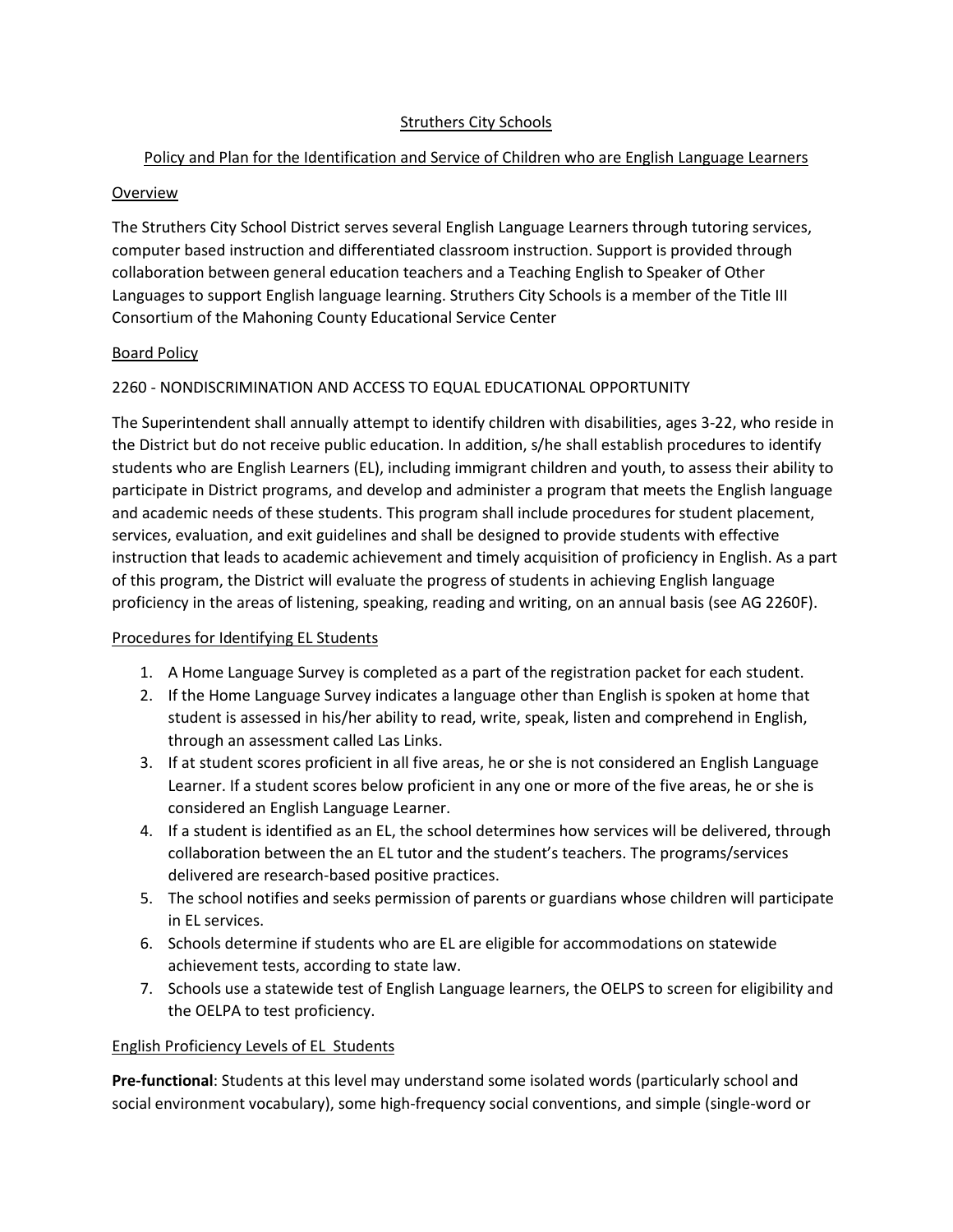# Struthers City Schools

## Policy and Plan for the Identification and Service of Children who are English Language Learners

### Overview

The Struthers City School District serves several English Language Learners through tutoring services, computer based instruction and differentiated classroom instruction. Support is provided through collaboration between general education teachers and a Teaching English to Speaker of Other Languages to support English language learning. Struthers City Schools is a member of the Title III Consortium of the Mahoning County Educational Service Center

### Board Policy

2260 - NONDISCRIMINATION AND ACCESS TO EQUAL EDUCATIONAL OPPORTUNITY

The Superintendent shall annually attempt to identify children with disabilities, ages 3-22, who reside in the District but do not receive public education. In addition, s/he shall establish procedures to identify students who are English Learners (EL), including immigrant children and youth, to assess their ability to participate in District programs, and develop and administer a program that meets the English language and academic needs of these students. This program shall include procedures for student placement, services, evaluation, and exit guidelines and shall be designed to provide students with effective instruction that leads to academic achievement and timely acquisition of proficiency in English. As a part of this program, the District will evaluate the progress of students in achieving English language proficiency in the areas of listening, speaking, reading and writing, on an annual basis (see AG 2260F).

### Procedures for Identifying EL Students

1. A Home Language Survey is completed as a part of the registration packet for each student.
2. If the Home Language Survey indicates a language other than English is spoken at home that student is assessed in his/her ability to read, write, speak, listen and comprehend in English, through an assessment called Las Links.
3. If at student scores proficient in all five areas, he or she is not considered an English Language Learner. If a student scores below proficient in any one or more of the five areas, he or she is considered an English Language Learner.
4. If a student is identified as an EL, the school determines how services will be delivered, through collaboration between the an EL tutor and the student's teachers. The programs/services delivered are research-based positive practices.
5. The school notifies and seeks permission of parents or guardians whose children will participate in EL services.
6. Schools determine if students who are EL are eligible for accommodations on statewide achievement tests, according to state law.
7. Schools use a statewide test of English Language learners, the OELPS to screen for eligibility and the OELPA to test proficiency.

### English Proficiency Levels of EL Students

**Pre-functional**: Students at this level may understand some isolated words (particularly school and social environment vocabulary), some high-frequency social conventions, and simple (single-word or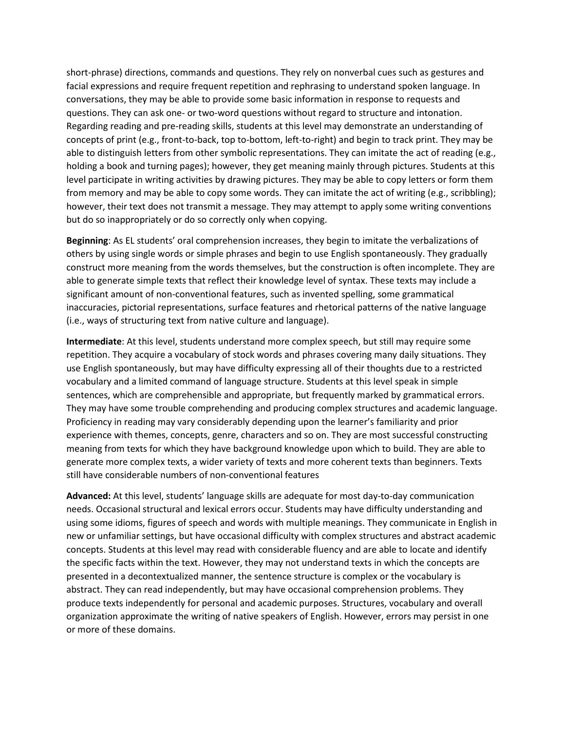short-phrase) directions, commands and questions. They rely on nonverbal cues such as gestures and facial expressions and require frequent repetition and rephrasing to understand spoken language. In conversations, they may be able to provide some basic information in response to requests and questions. They can ask one- or two-word questions without regard to structure and intonation. Regarding reading and pre-reading skills, students at this level may demonstrate an understanding of concepts of print (e.g., front-to-back, top to-bottom, left-to-right) and begin to track print. They may be able to distinguish letters from other symbolic representations. They can imitate the act of reading (e.g., holding a book and turning pages); however, they get meaning mainly through pictures. Students at this level participate in writing activities by drawing pictures. They may be able to copy letters or form them from memory and may be able to copy some words. They can imitate the act of writing (e.g., scribbling); however, their text does not transmit a message. They may attempt to apply some writing conventions but do so inappropriately or do so correctly only when copying.

**Beginning**: As EL students' oral comprehension increases, they begin to imitate the verbalizations of others by using single words or simple phrases and begin to use English spontaneously. They gradually construct more meaning from the words themselves, but the construction is often incomplete. They are able to generate simple texts that reflect their knowledge level of syntax. These texts may include a significant amount of non-conventional features, such as invented spelling, some grammatical inaccuracies, pictorial representations, surface features and rhetorical patterns of the native language (i.e., ways of structuring text from native culture and language).

**Intermediate**: At this level, students understand more complex speech, but still may require some repetition. They acquire a vocabulary of stock words and phrases covering many daily situations. They use English spontaneously, but may have difficulty expressing all of their thoughts due to a restricted vocabulary and a limited command of language structure. Students at this level speak in simple sentences, which are comprehensible and appropriate, but frequently marked by grammatical errors. They may have some trouble comprehending and producing complex structures and academic language. Proficiency in reading may vary considerably depending upon the learner's familiarity and prior experience with themes, concepts, genre, characters and so on. They are most successful constructing meaning from texts for which they have background knowledge upon which to build. They are able to generate more complex texts, a wider variety of texts and more coherent texts than beginners. Texts still have considerable numbers of non-conventional features

**Advanced:** At this level, students' language skills are adequate for most day-to-day communication needs. Occasional structural and lexical errors occur. Students may have difficulty understanding and using some idioms, figures of speech and words with multiple meanings. They communicate in English in new or unfamiliar settings, but have occasional difficulty with complex structures and abstract academic concepts. Students at this level may read with considerable fluency and are able to locate and identify the specific facts within the text. However, they may not understand texts in which the concepts are presented in a decontextualized manner, the sentence structure is complex or the vocabulary is abstract. They can read independently, but may have occasional comprehension problems. They produce texts independently for personal and academic purposes. Structures, vocabulary and overall organization approximate the writing of native speakers of English. However, errors may persist in one or more of these domains.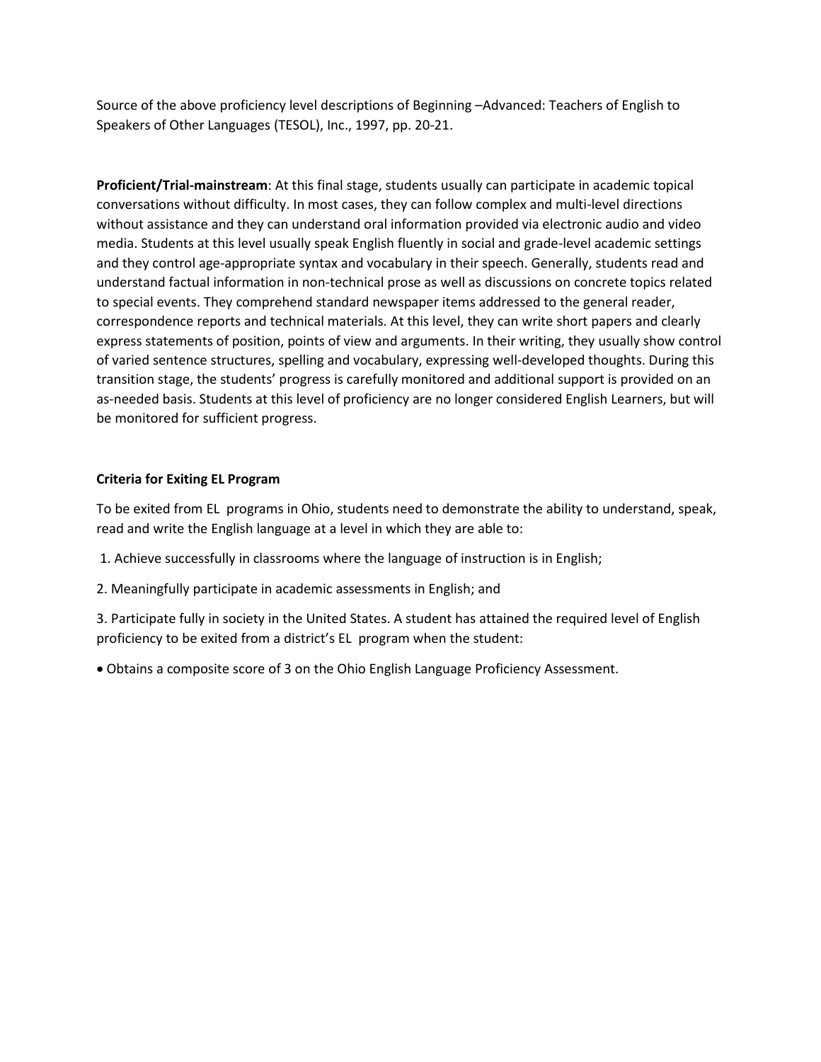Source of the above proficiency level descriptions of Beginning –Advanced: Teachers of English to Speakers of Other Languages (TESOL), Inc., 1997, pp. 20-21.

**Proficient/Trial-mainstream**: At this final stage, students usually can participate in academic topical conversations without difficulty. In most cases, they can follow complex and multi-level directions without assistance and they can understand oral information provided via electronic audio and video media. Students at this level usually speak English fluently in social and grade-level academic settings and they control age-appropriate syntax and vocabulary in their speech. Generally, students read and understand factual information in non-technical prose as well as discussions on concrete topics related to special events. They comprehend standard newspaper items addressed to the general reader, correspondence reports and technical materials. At this level, they can write short papers and clearly express statements of position, points of view and arguments. In their writing, they usually show control of varied sentence structures, spelling and vocabulary, expressing well-developed thoughts. During this transition stage, the students' progress is carefully monitored and additional support is provided on an as-needed basis. Students at this level of proficiency are no longer considered English Learners, but will be monitored for sufficient progress.

**Criteria for Exiting EL Program**

To be exited from EL programs in Ohio, students need to demonstrate the ability to understand, speak, read and write the English language at a level in which they are able to:

1. Achieve successfully in classrooms where the language of instruction is in English;

2. Meaningfully participate in academic assessments in English; and

3. Participate fully in society in the United States. A student has attained the required level of English proficiency to be exited from a district's EL program when the student:

- Obtains a composite score of 3 on the Ohio English Language Proficiency Assessment.